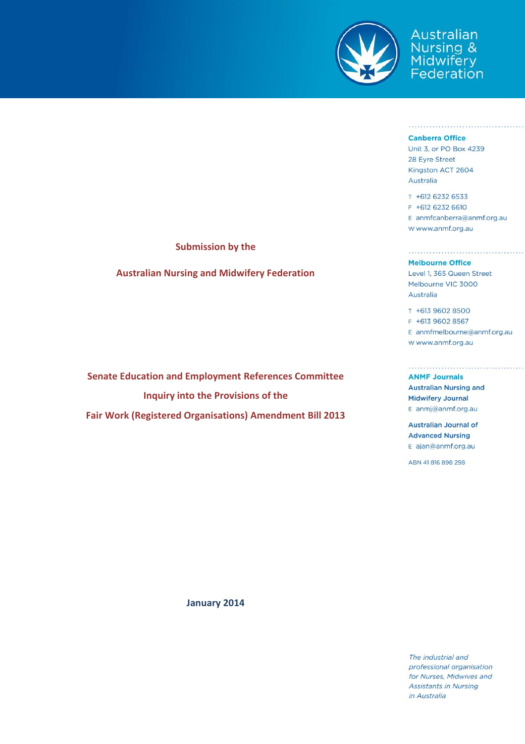Australian Nursing & Midwifery Federation

**Canberra Office**
Unit 3, or PO Box 4239
28 Eyre Street
Kingston ACT 2604
Australia

T +612 6232 6533
F +612 6232 6610
E anmfcanberra@anmf.org.au
W www.anmf.org.au

**Melbourne Office**
Level 1, 365 Queen Street
Melbourne VIC 3000
Australia

T +613 9602 8500
F +613 9602 8567
E anmfmelbourne@anmf.org.au
W www.anmf.org.au

**ANMF Journals**

**Australian Nursing and Midwifery Journal**
E anmj@anmf.org.au

**Australian Journal of Advanced Nursing**
E ajan@anmf.org.au

ABN 41 816 898 298

**Submission by the**

**Australian Nursing and Midwifery Federation**

# Senate Education and Employment References Committee

# Inquiry into the Provisions of the

# Fair Work (Registered Organisations) Amendment Bill 2013

**January 2014**

*The industrial and professional organisation for Nurses, Midwives and Assistants in Nursing in Australia*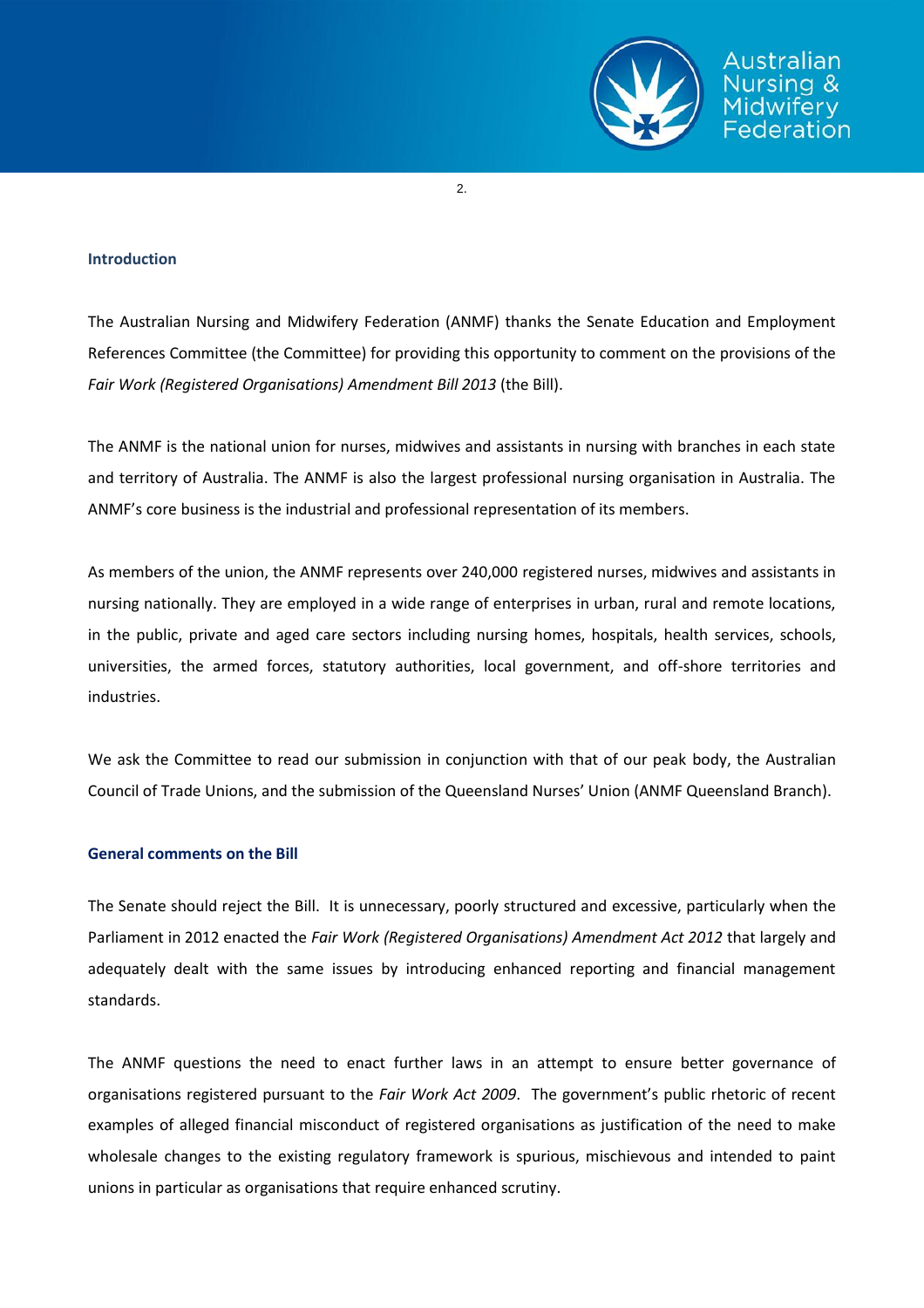## Introduction

The Australian Nursing and Midwifery Federation (ANMF) thanks the Senate Education and Employment References Committee (the Committee) for providing this opportunity to comment on the provisions of the *Fair Work (Registered Organisations) Amendment Bill 2013* (the Bill).

The ANMF is the national union for nurses, midwives and assistants in nursing with branches in each state and territory of Australia. The ANMF is also the largest professional nursing organisation in Australia. The ANMF's core business is the industrial and professional representation of its members.

As members of the union, the ANMF represents over 240,000 registered nurses, midwives and assistants in nursing nationally. They are employed in a wide range of enterprises in urban, rural and remote locations, in the public, private and aged care sectors including nursing homes, hospitals, health services, schools, universities, the armed forces, statutory authorities, local government, and off-shore territories and industries.

We ask the Committee to read our submission in conjunction with that of our peak body, the Australian Council of Trade Unions, and the submission of the Queensland Nurses' Union (ANMF Queensland Branch).

## General comments on the Bill

The Senate should reject the Bill. It is unnecessary, poorly structured and excessive, particularly when the Parliament in 2012 enacted the *Fair Work (Registered Organisations) Amendment Act 2012* that largely and adequately dealt with the same issues by introducing enhanced reporting and financial management standards.

The ANMF questions the need to enact further laws in an attempt to ensure better governance of organisations registered pursuant to the *Fair Work Act 2009*. The government's public rhetoric of recent examples of alleged financial misconduct of registered organisations as justification of the need to make wholesale changes to the existing regulatory framework is spurious, mischievous and intended to paint unions in particular as organisations that require enhanced scrutiny.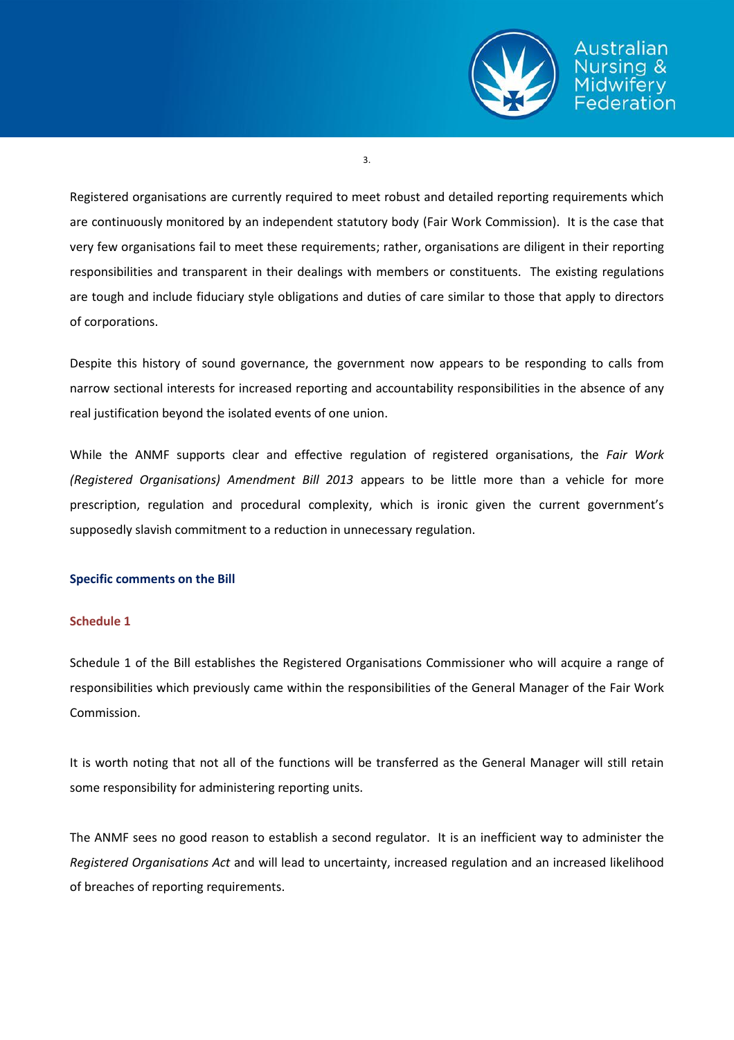Registered organisations are currently required to meet robust and detailed reporting requirements which are continuously monitored by an independent statutory body (Fair Work Commission). It is the case that very few organisations fail to meet these requirements; rather, organisations are diligent in their reporting responsibilities and transparent in their dealings with members or constituents. The existing regulations are tough and include fiduciary style obligations and duties of care similar to those that apply to directors of corporations.

Despite this history of sound governance, the government now appears to be responding to calls from narrow sectional interests for increased reporting and accountability responsibilities in the absence of any real justification beyond the isolated events of one union.

While the ANMF supports clear and effective regulation of registered organisations, the *Fair Work (Registered Organisations) Amendment Bill 2013* appears to be little more than a vehicle for more prescription, regulation and procedural complexity, which is ironic given the current government's supposedly slavish commitment to a reduction in unnecessary regulation.

## Specific comments on the Bill

### Schedule 1

Schedule 1 of the Bill establishes the Registered Organisations Commissioner who will acquire a range of responsibilities which previously came within the responsibilities of the General Manager of the Fair Work Commission.

It is worth noting that not all of the functions will be transferred as the General Manager will still retain some responsibility for administering reporting units.

The ANMF sees no good reason to establish a second regulator. It is an inefficient way to administer the *Registered Organisations Act* and will lead to uncertainty, increased regulation and an increased likelihood of breaches of reporting requirements.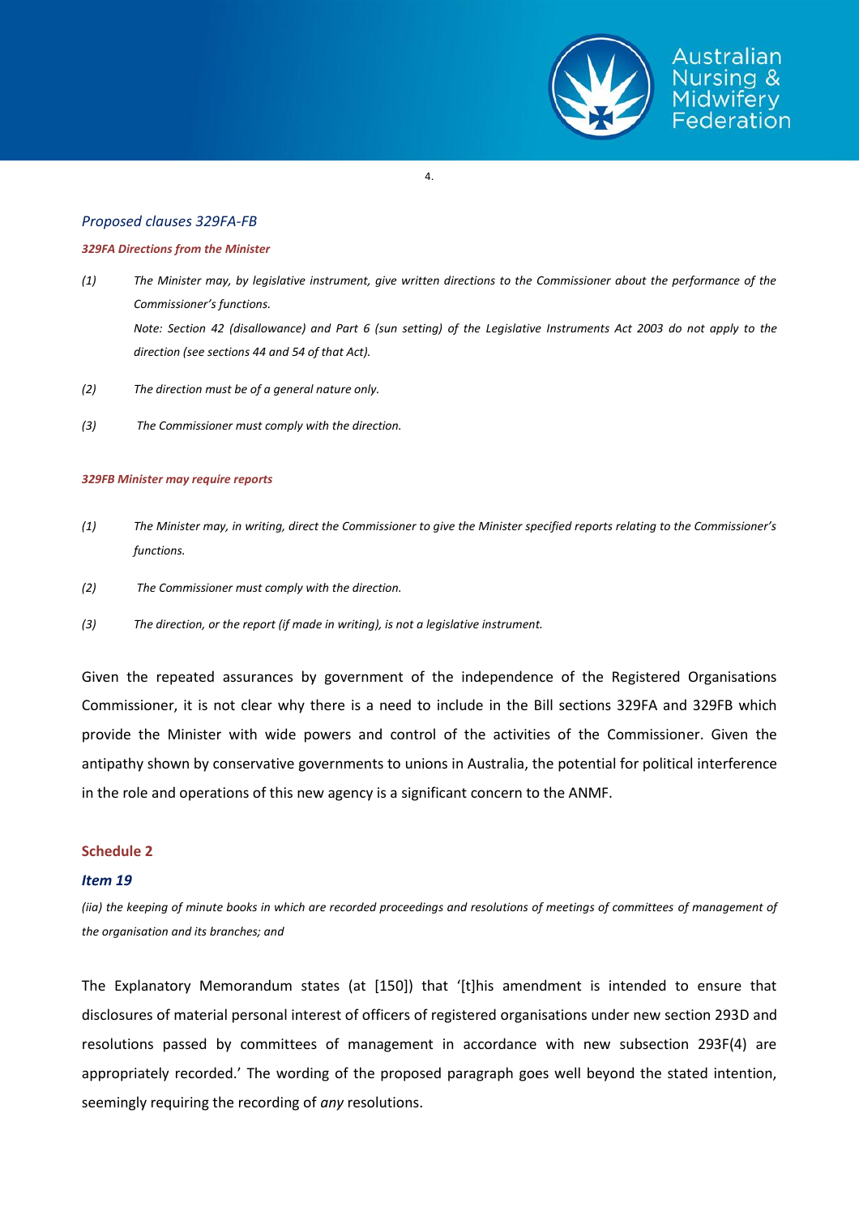## *Proposed clauses 329FA-FB*

***329FA Directions from the Minister***

*(1) The Minister may, by legislative instrument, give written directions to the Commissioner about the performance of the Commissioner's functions.*

*Note: Section 42 (disallowance) and Part 6 (sun setting) of the Legislative Instruments Act 2003 do not apply to the direction (see sections 44 and 54 of that Act).*

*(2) The direction must be of a general nature only.*

*(3) The Commissioner must comply with the direction.*

***329FB Minister may require reports***

*(1) The Minister may, in writing, direct the Commissioner to give the Minister specified reports relating to the Commissioner's functions.*

*(2) The Commissioner must comply with the direction.*

*(3) The direction, or the report (if made in writing), is not a legislative instrument.*

Given the repeated assurances by government of the independence of the Registered Organisations Commissioner, it is not clear why there is a need to include in the Bill sections 329FA and 329FB which provide the Minister with wide powers and control of the activities of the Commissioner. Given the antipathy shown by conservative governments to unions in Australia, the potential for political interference in the role and operations of this new agency is a significant concern to the ANMF.

## Schedule 2

### *Item 19*

*(iia) the keeping of minute books in which are recorded proceedings and resolutions of meetings of committees of management of the organisation and its branches; and*

The Explanatory Memorandum states (at [150]) that '[t]his amendment is intended to ensure that disclosures of material personal interest of officers of registered organisations under new section 293D and resolutions passed by committees of management in accordance with new subsection 293F(4) are appropriately recorded.' The wording of the proposed paragraph goes well beyond the stated intention, seemingly requiring the recording of *any* resolutions.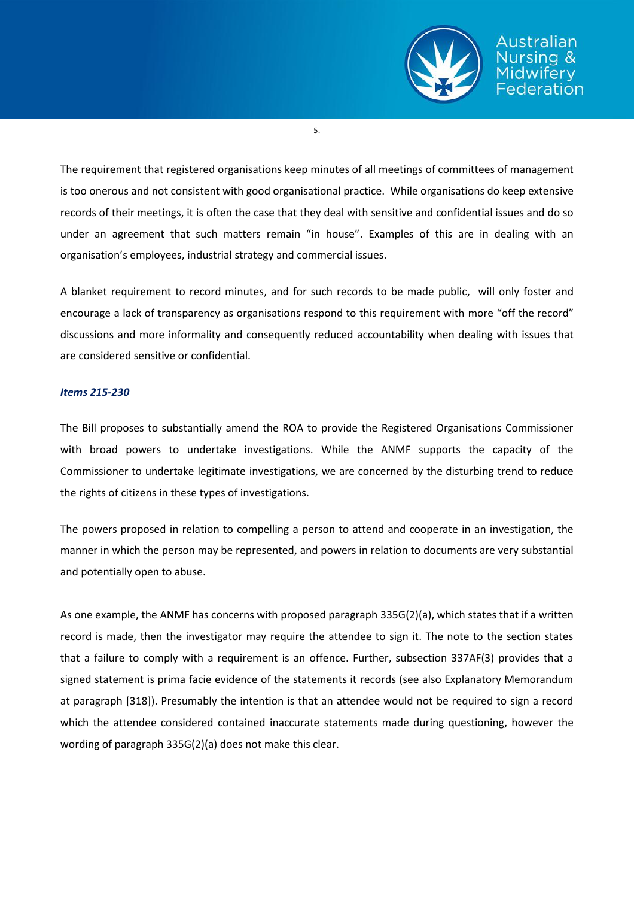The requirement that registered organisations keep minutes of all meetings of committees of management is too onerous and not consistent with good organisational practice. While organisations do keep extensive records of their meetings, it is often the case that they deal with sensitive and confidential issues and do so under an agreement that such matters remain "in house". Examples of this are in dealing with an organisation's employees, industrial strategy and commercial issues.

A blanket requirement to record minutes, and for such records to be made public, will only foster and encourage a lack of transparency as organisations respond to this requirement with more "off the record" discussions and more informality and consequently reduced accountability when dealing with issues that are considered sensitive or confidential.

***Items 215-230***

The Bill proposes to substantially amend the ROA to provide the Registered Organisations Commissioner with broad powers to undertake investigations. While the ANMF supports the capacity of the Commissioner to undertake legitimate investigations, we are concerned by the disturbing trend to reduce the rights of citizens in these types of investigations.

The powers proposed in relation to compelling a person to attend and cooperate in an investigation, the manner in which the person may be represented, and powers in relation to documents are very substantial and potentially open to abuse.

As one example, the ANMF has concerns with proposed paragraph 335G(2)(a), which states that if a written record is made, then the investigator may require the attendee to sign it. The note to the section states that a failure to comply with a requirement is an offence. Further, subsection 337AF(3) provides that a signed statement is prima facie evidence of the statements it records (see also Explanatory Memorandum at paragraph [318]). Presumably the intention is that an attendee would not be required to sign a record which the attendee considered contained inaccurate statements made during questioning, however the wording of paragraph 335G(2)(a) does not make this clear.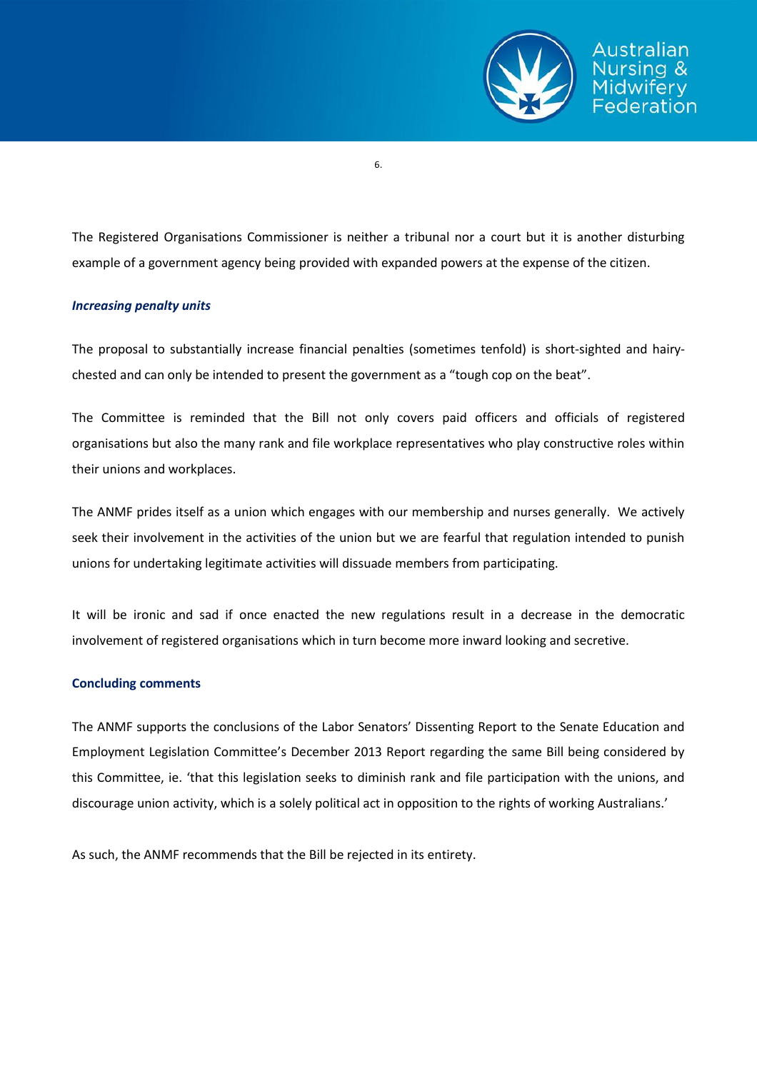The Registered Organisations Commissioner is neither a tribunal nor a court but it is another disturbing example of a government agency being provided with expanded powers at the expense of the citizen.

### *Increasing penalty units*

The proposal to substantially increase financial penalties (sometimes tenfold) is short-sighted and hairy-chested and can only be intended to present the government as a "tough cop on the beat".

The Committee is reminded that the Bill not only covers paid officers and officials of registered organisations but also the many rank and file workplace representatives who play constructive roles within their unions and workplaces.

The ANMF prides itself as a union which engages with our membership and nurses generally. We actively seek their involvement in the activities of the union but we are fearful that regulation intended to punish unions for undertaking legitimate activities will dissuade members from participating.

It will be ironic and sad if once enacted the new regulations result in a decrease in the democratic involvement of registered organisations which in turn become more inward looking and secretive.

### Concluding comments

The ANMF supports the conclusions of the Labor Senators' Dissenting Report to the Senate Education and Employment Legislation Committee's December 2013 Report regarding the same Bill being considered by this Committee, ie. 'that this legislation seeks to diminish rank and file participation with the unions, and discourage union activity, which is a solely political act in opposition to the rights of working Australians.'

As such, the ANMF recommends that the Bill be rejected in its entirety.